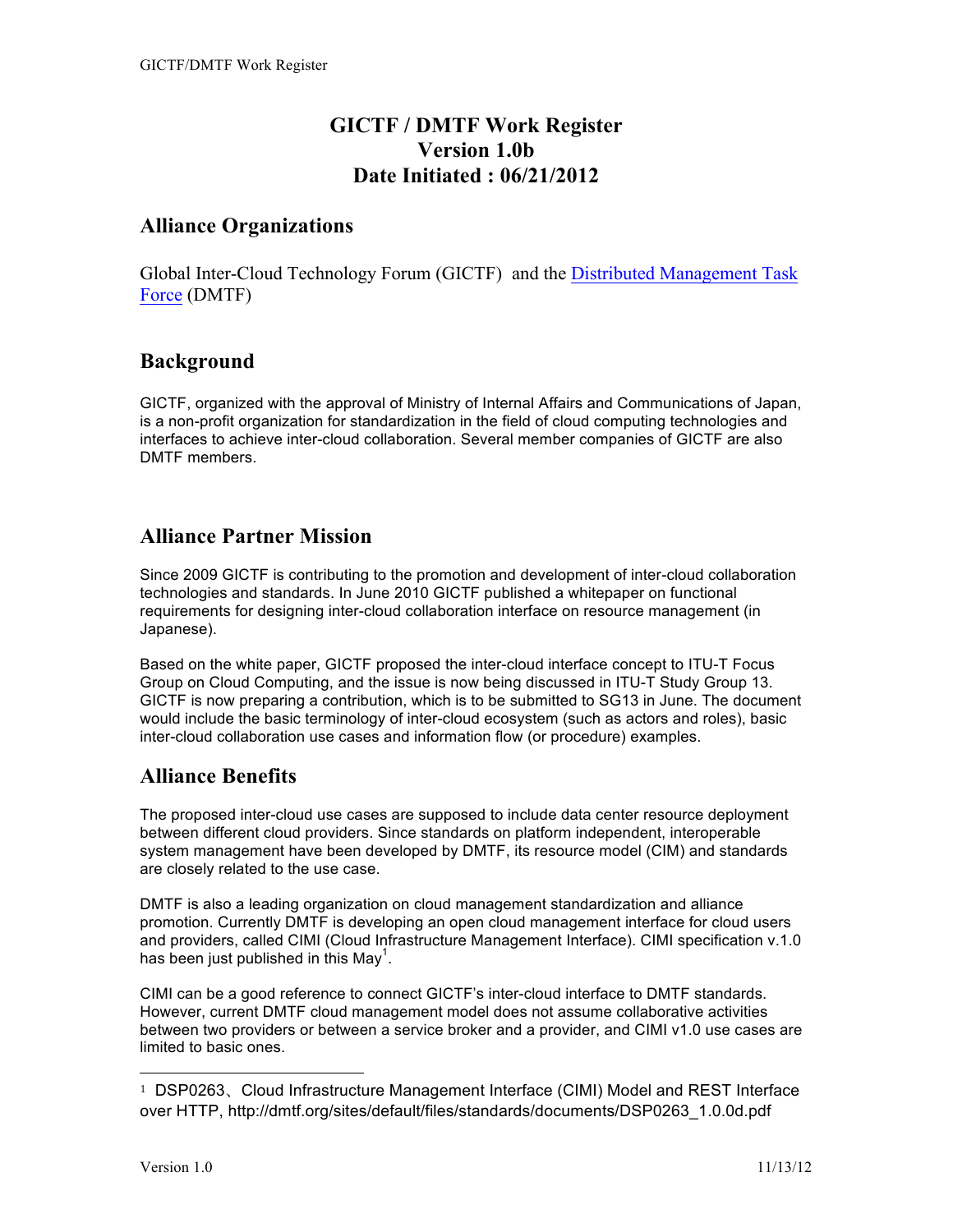# GICTF / DMTF Work Register
# Version 1.0b
# Date Initiated : 06/21/2012

## Alliance Organizations

Global Inter-Cloud Technology Forum (GICTF) and the [Distributed Management Task Force](http://dmtf.org) (DMTF)

## Background

GICTF, organized with the approval of Ministry of Internal Affairs and Communications of Japan, is a non-profit organization for standardization in the field of cloud computing technologies and interfaces to achieve inter-cloud collaboration. Several member companies of GICTF are also DMTF members.

## Alliance Partner Mission

Since 2009 GICTF is contributing to the promotion and development of inter-cloud collaboration technologies and standards. In June 2010 GICTF published a whitepaper on functional requirements for designing inter-cloud collaboration interface on resource management (in Japanese).

Based on the white paper, GICTF proposed the inter-cloud interface concept to ITU-T Focus Group on Cloud Computing, and the issue is now being discussed in ITU-T Study Group 13. GICTF is now preparing a contribution, which is to be submitted to SG13 in June. The document would include the basic terminology of inter-cloud ecosystem (such as actors and roles), basic inter-cloud collaboration use cases and information flow (or procedure) examples.

## Alliance Benefits

The proposed inter-cloud use cases are supposed to include data center resource deployment between different cloud providers. Since standards on platform independent, interoperable system management have been developed by DMTF, its resource model (CIM) and standards are closely related to the use case.

DMTF is also a leading organization on cloud management standardization and alliance promotion. Currently DMTF is developing an open cloud management interface for cloud users and providers, called CIMI (Cloud Infrastructure Management Interface). CIMI specification v.1.0 has been just published in this May[1].

CIMI can be a good reference to connect GICTF's inter-cloud interface to DMTF standards. However, current DMTF cloud management model does not assume collaborative activities between two providers or between a service broker and a provider, and CIMI v1.0 use cases are limited to basic ones.

---

[1] DSP0263、Cloud Infrastructure Management Interface (CIMI) Model and REST Interface over HTTP, http://dmtf.org/sites/default/files/standards/documents/DSP0263_1.0.0d.pdf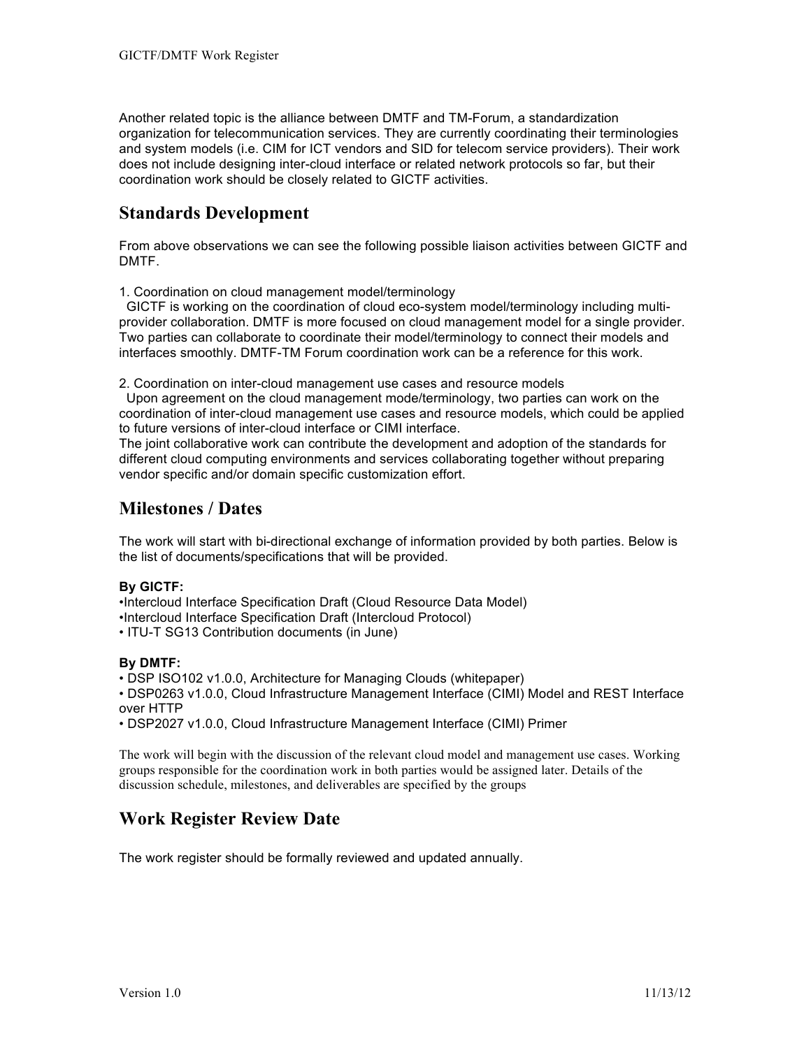Another related topic is the alliance between DMTF and TM-Forum, a standardization organization for telecommunication services. They are currently coordinating their terminologies and system models (i.e. CIM for ICT vendors and SID for telecom service providers). Their work does not include designing inter-cloud interface or related network protocols so far, but their coordination work should be closely related to GICTF activities.

## Standards Development

From above observations we can see the following possible liaison activities between GICTF and DMTF.

1. Coordination on cloud management model/terminology
  GICTF is working on the coordination of cloud eco-system model/terminology including multi-provider collaboration. DMTF is more focused on cloud management model for a single provider. Two parties can collaborate to coordinate their model/terminology to connect their models and interfaces smoothly. DMTF-TM Forum coordination work can be a reference for this work.

2. Coordination on inter-cloud management use cases and resource models
  Upon agreement on the cloud management mode/terminology, two parties can work on the coordination of inter-cloud management use cases and resource models, which could be applied to future versions of inter-cloud interface or CIMI interface.
The joint collaborative work can contribute the development and adoption of the standards for different cloud computing environments and services collaborating together without preparing vendor specific and/or domain specific customization effort.

## Milestones / Dates

The work will start with bi-directional exchange of information provided by both parties. Below is the list of documents/specifications that will be provided.

**By GICTF:**

- Intercloud Interface Specification Draft (Cloud Resource Data Model)
- Intercloud Interface Specification Draft (Intercloud Protocol)
- ITU-T SG13 Contribution documents (in June)

**By DMTF:**

- DSP ISO102 v1.0.0, Architecture for Managing Clouds (whitepaper)
- DSP0263 v1.0.0, Cloud Infrastructure Management Interface (CIMI) Model and REST Interface over HTTP
- DSP2027 v1.0.0, Cloud Infrastructure Management Interface (CIMI) Primer

The work will begin with the discussion of the relevant cloud model and management use cases. Working groups responsible for the coordination work in both parties would be assigned later. Details of the discussion schedule, milestones, and deliverables are specified by the groups

## Work Register Review Date

The work register should be formally reviewed and updated annually.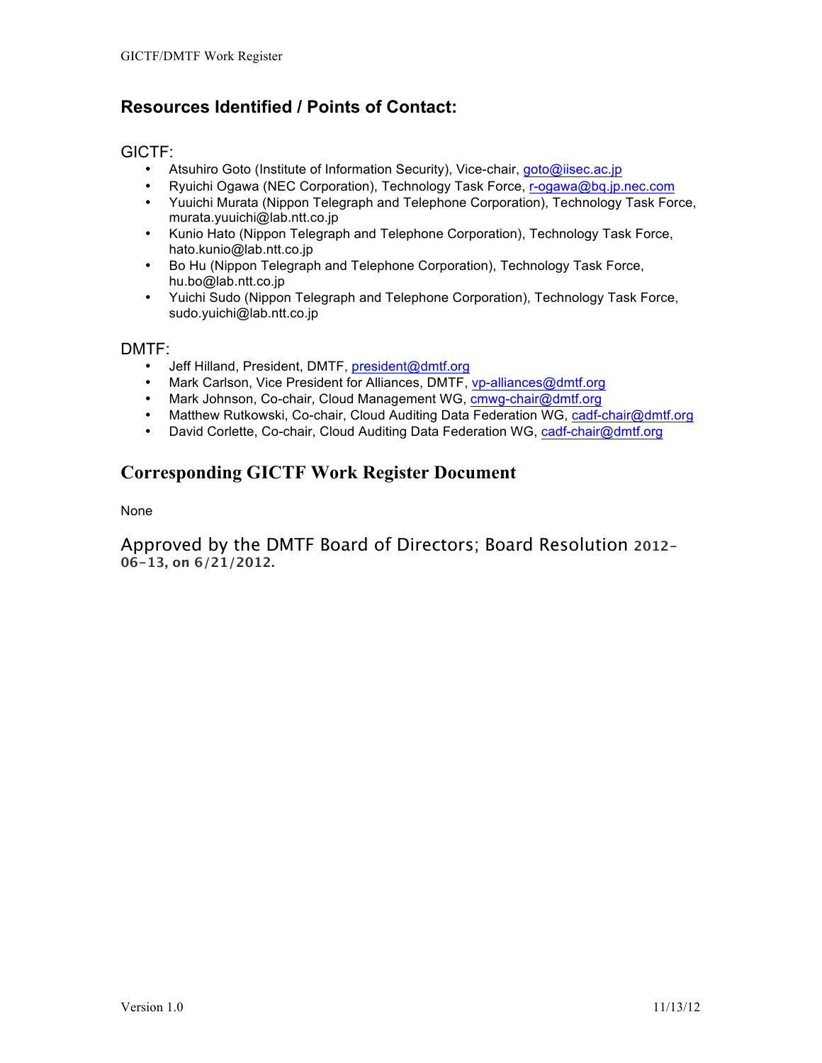## Resources Identified / Points of Contact:

GICTF:

- Atsuhiro Goto (Institute of Information Security), Vice-chair, goto@iisec.ac.jp
- Ryuichi Ogawa (NEC Corporation), Technology Task Force, r-ogawa@bq.jp.nec.com
- Yuuichi Murata (Nippon Telegraph and Telephone Corporation), Technology Task Force, murata.yuuichi@lab.ntt.co.jp
- Kunio Hato (Nippon Telegraph and Telephone Corporation), Technology Task Force, hato.kunio@lab.ntt.co.jp
- Bo Hu (Nippon Telegraph and Telephone Corporation), Technology Task Force, hu.bo@lab.ntt.co.jp
- Yuichi Sudo (Nippon Telegraph and Telephone Corporation), Technology Task Force, sudo.yuichi@lab.ntt.co.jp

DMTF:

- Jeff Hilland, President, DMTF, president@dmtf.org
- Mark Carlson, Vice President for Alliances, DMTF, vp-alliances@dmtf.org
- Mark Johnson, Co-chair, Cloud Management WG, cmwg-chair@dmtf.org
- Matthew Rutkowski, Co-chair, Cloud Auditing Data Federation WG, cadf-chair@dmtf.org
- David Corlette, Co-chair, Cloud Auditing Data Federation WG, cadf-chair@dmtf.org

## Corresponding GICTF Work Register Document

None

Approved by the DMTF Board of Directors; Board Resolution **2012-06-13, on 6/21/2012.**